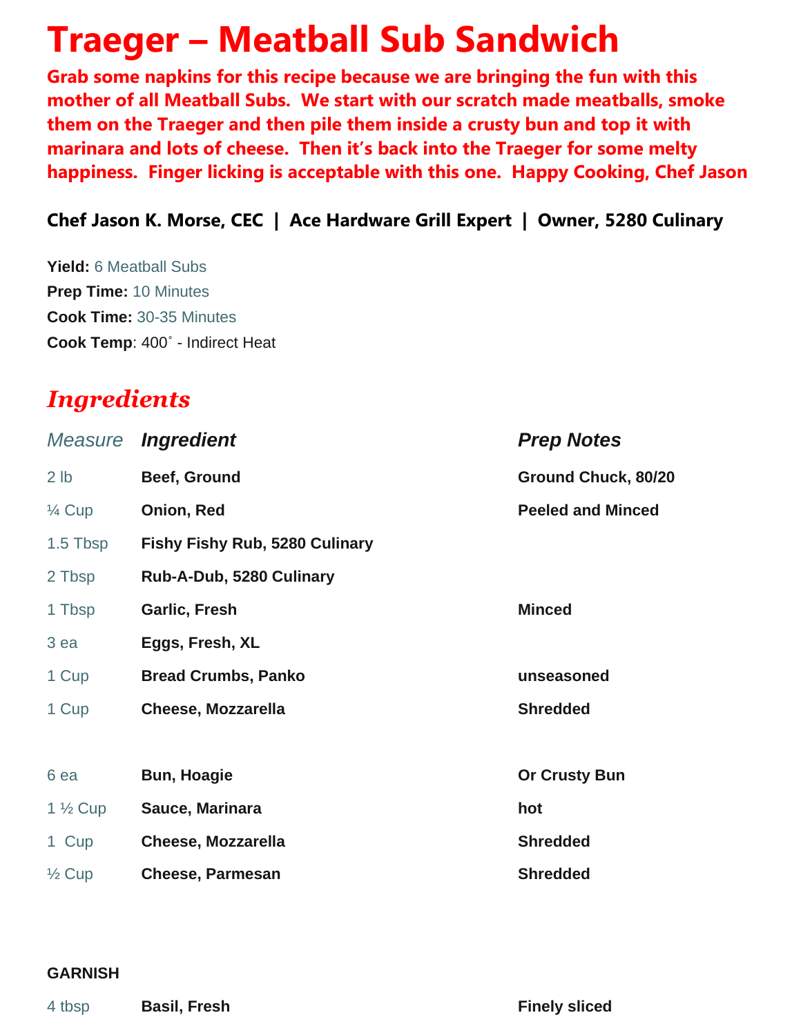# Traeger – Meatball Sub Sandwich

**Grab some napkins for this recipe because we are bringing the fun with this mother of all Meatball Subs. We start with our scratch made meatballs, smoke them on the Traeger and then pile them inside a crusty bun and top it with marinara and lots of cheese. Then it's back into the Traeger for some melty happiness. Finger licking is acceptable with this one. Happy Cooking, Chef Jason**

**Chef Jason K. Morse, CEC | Ace Hardware Grill Expert | Owner, 5280 Culinary**

**Yield:** 6 Meatball Subs
**Prep Time:** 10 Minutes
**Cook Time:** 30-35 Minutes
**Cook Temp**: 400˚ - Indirect Heat

## *Ingredients*

| *Measure* | ***Ingredient*** | ***Prep Notes*** |
|---|---|---|
| 2 lb | **Beef, Ground** | **Ground Chuck, 80/20** |
| ¼ Cup | **Onion, Red** | **Peeled and Minced** |
| 1.5 Tbsp | **Fishy Fishy Rub, 5280 Culinary** | |
| 2 Tbsp | **Rub-A-Dub, 5280 Culinary** | |
| 1 Tbsp | **Garlic, Fresh** | **Minced** |
| 3 ea | **Eggs, Fresh, XL** | |
| 1 Cup | **Bread Crumbs, Panko** | **unseasoned** |
| 1 Cup | **Cheese, Mozzarella** | **Shredded** |
| | | |
| 6 ea | **Bun, Hoagie** | **Or Crusty Bun** |
| 1 ½ Cup | **Sauce, Marinara** | **hot** |
| 1 Cup | **Cheese, Mozzarella** | **Shredded** |
| ½ Cup | **Cheese, Parmesan** | **Shredded** |

**GARNISH**

| | | |
|---|---|---|
| 4 tbsp | **Basil, Fresh** | **Finely sliced** |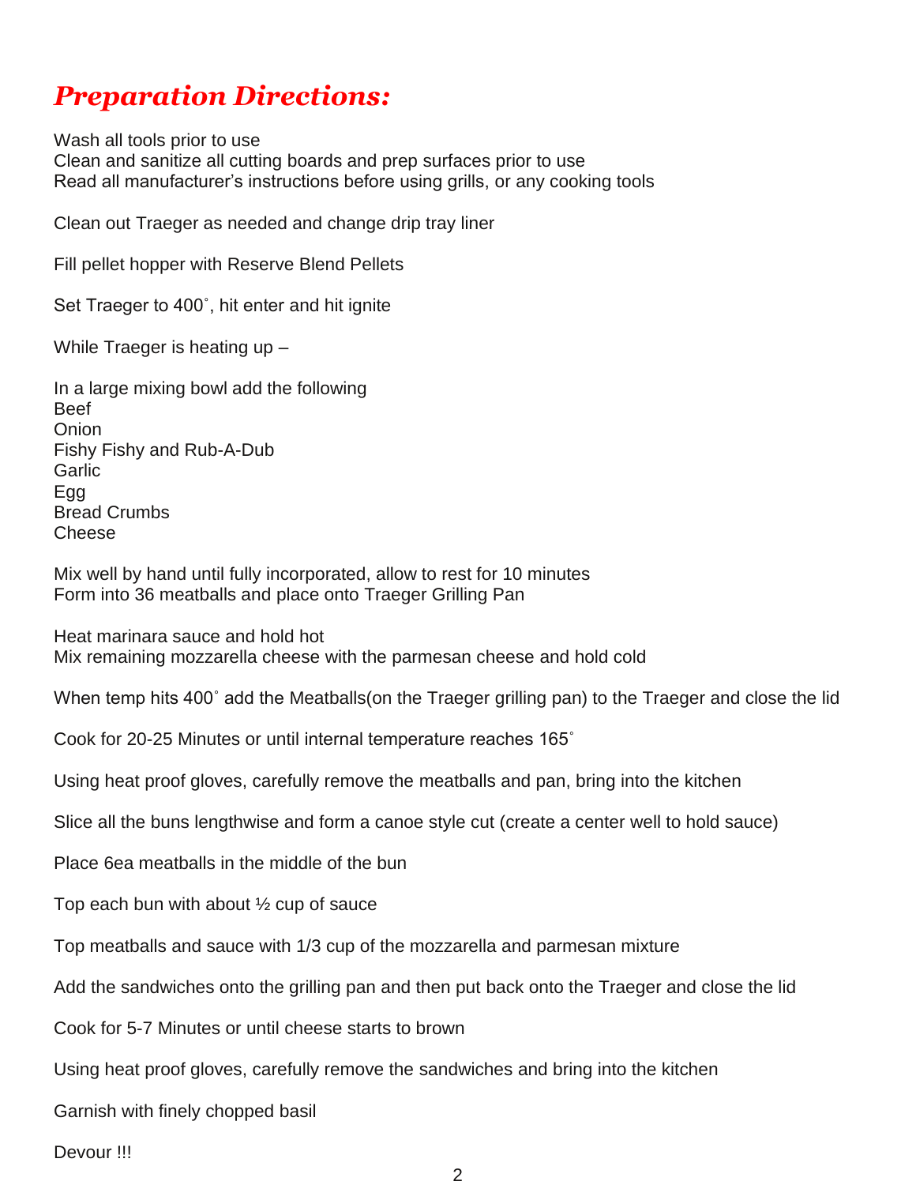## ***Preparation Directions:***

Wash all tools prior to use
Clean and sanitize all cutting boards and prep surfaces prior to use
Read all manufacturer's instructions before using grills, or any cooking tools

Clean out Traeger as needed and change drip tray liner

Fill pellet hopper with Reserve Blend Pellets

Set Traeger to 400˚, hit enter and hit ignite

While Traeger is heating up –

In a large mixing bowl add the following
Beef
Onion
Fishy Fishy and Rub-A-Dub
Garlic
Egg
Bread Crumbs
Cheese

Mix well by hand until fully incorporated, allow to rest for 10 minutes
Form into 36 meatballs and place onto Traeger Grilling Pan

Heat marinara sauce and hold hot
Mix remaining mozzarella cheese with the parmesan cheese and hold cold

When temp hits 400˚ add the Meatballs(on the Traeger grilling pan) to the Traeger and close the lid

Cook for 20-25 Minutes or until internal temperature reaches 165˚

Using heat proof gloves, carefully remove the meatballs and pan, bring into the kitchen

Slice all the buns lengthwise and form a canoe style cut (create a center well to hold sauce)

Place 6ea meatballs in the middle of the bun

Top each bun with about ½ cup of sauce

Top meatballs and sauce with 1/3 cup of the mozzarella and parmesan mixture

Add the sandwiches onto the grilling pan and then put back onto the Traeger and close the lid

Cook for 5-7 Minutes or until cheese starts to brown

Using heat proof gloves, carefully remove the sandwiches and bring into the kitchen

Garnish with finely chopped basil

Devour !!!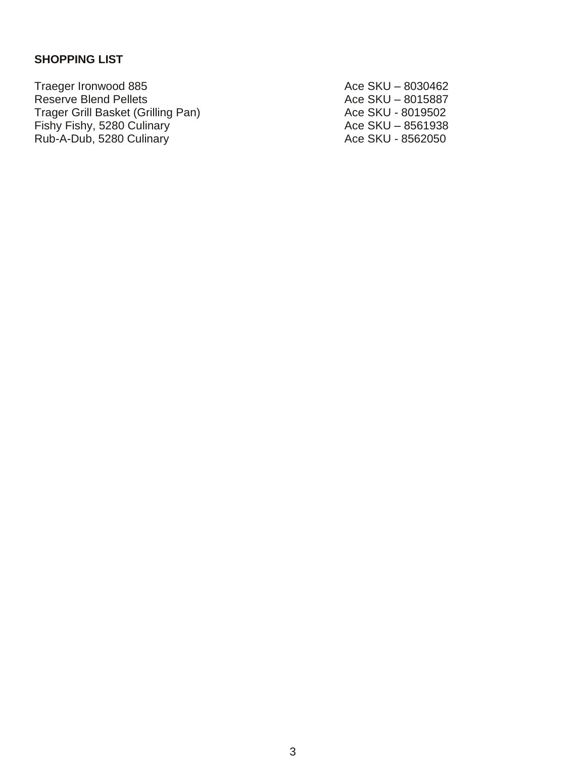**SHOPPING LIST**

| | |
|---|---|
| Traeger Ironwood 885 | Ace SKU – 8030462 |
| Reserve Blend Pellets | Ace SKU – 8015887 |
| Trager Grill Basket (Grilling Pan) | Ace SKU - 8019502 |
| Fishy Fishy, 5280 Culinary | Ace SKU – 8561938 |
| Rub-A-Dub, 5280 Culinary | Ace SKU - 8562050 |